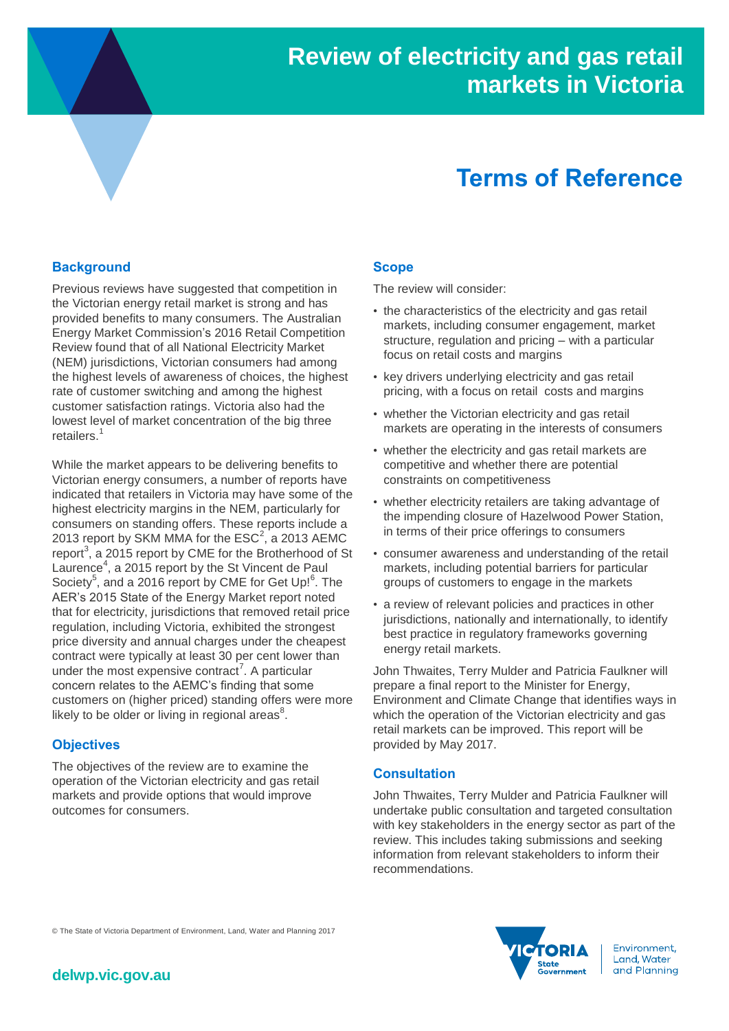# Review of electricity and gas retail markets in Victoria

## Terms of Reference

### Background

Previous reviews have suggested that competition in the Victorian energy retail market is strong and has provided benefits to many consumers. The Australian Energy Market Commission's 2016 Retail Competition Review found that of all National Electricity Market (NEM) jurisdictions, Victorian consumers had among the highest levels of awareness of choices, the highest rate of customer switching and among the highest customer satisfaction ratings. Victoria also had the lowest level of market concentration of the big three retailers.[1]

While the market appears to be delivering benefits to Victorian energy consumers, a number of reports have indicated that retailers in Victoria may have some of the highest electricity margins in the NEM, particularly for consumers on standing offers. These reports include a 2013 report by SKM MMA for the ESC[2], a 2013 AEMC report[3], a 2015 report by CME for the Brotherhood of St Laurence[4], a 2015 report by the St Vincent de Paul Society[5], and a 2016 report by CME for Get Up![6]. The AER's 2015 State of the Energy Market report noted that for electricity, jurisdictions that removed retail price regulation, including Victoria, exhibited the strongest price diversity and annual charges under the cheapest contract were typically at least 30 per cent lower than under the most expensive contract[7]. A particular concern relates to the AEMC's finding that some customers on (higher priced) standing offers were more likely to be older or living in regional areas[8].

### Objectives

The objectives of the review are to examine the operation of the Victorian electricity and gas retail markets and provide options that would improve outcomes for consumers.

### Scope

The review will consider:

- the characteristics of the electricity and gas retail markets, including consumer engagement, market structure, regulation and pricing – with a particular focus on retail costs and margins
- key drivers underlying electricity and gas retail pricing, with a focus on retail costs and margins
- whether the Victorian electricity and gas retail markets are operating in the interests of consumers
- whether the electricity and gas retail markets are competitive and whether there are potential constraints on competitiveness
- whether electricity retailers are taking advantage of the impending closure of Hazelwood Power Station, in terms of their price offerings to consumers
- consumer awareness and understanding of the retail markets, including potential barriers for particular groups of customers to engage in the markets
- a review of relevant policies and practices in other jurisdictions, nationally and internationally, to identify best practice in regulatory frameworks governing energy retail markets.

John Thwaites, Terry Mulder and Patricia Faulkner will prepare a final report to the Minister for Energy, Environment and Climate Change that identifies ways in which the operation of the Victorian electricity and gas retail markets can be improved. This report will be provided by May 2017.

### Consultation

John Thwaites, Terry Mulder and Patricia Faulkner will undertake public consultation and targeted consultation with key stakeholders in the energy sector as part of the review. This includes taking submissions and seeking information from relevant stakeholders to inform their recommendations.

© The State of Victoria Department of Environment, Land, Water and Planning 2017

delwp.vic.gov.au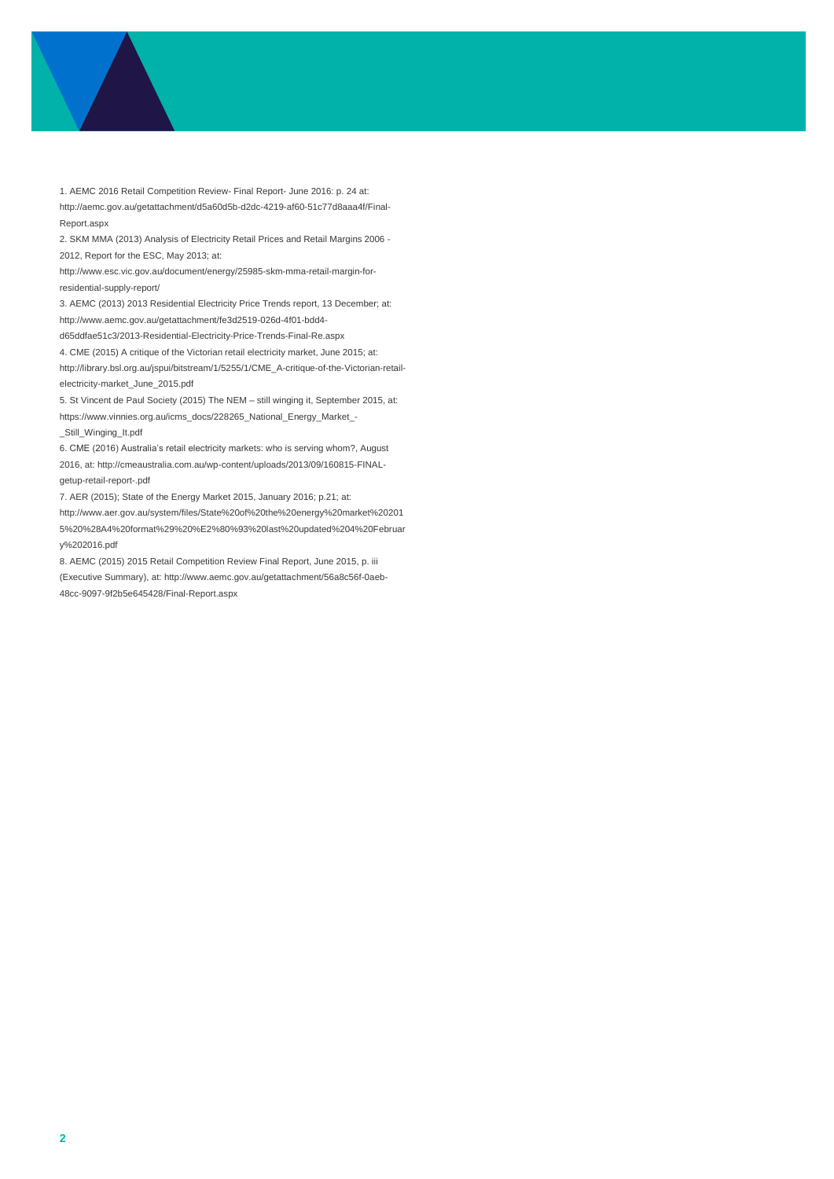1. AEMC 2016 Retail Competition Review- Final Report- June 2016: p. 24 at: http://aemc.gov.au/getattachment/d5a60d5b-d2dc-4219-af60-51c77d8aaa4f/Final-Report.aspx
2. SKM MMA (2013) Analysis of Electricity Retail Prices and Retail Margins 2006 - 2012, Report for the ESC, May 2013; at: http://www.esc.vic.gov.au/document/energy/25985-skm-mma-retail-margin-for-residential-supply-report/
3. AEMC (2013) 2013 Residential Electricity Price Trends report, 13 December; at: http://www.aemc.gov.au/getattachment/fe3d2519-026d-4f01-bdd4-d65ddfae51c3/2013-Residential-Electricity-Price-Trends-Final-Re.aspx
4. CME (2015) A critique of the Victorian retail electricity market, June 2015; at: http://library.bsl.org.au/jspui/bitstream/1/5255/1/CME_A-critique-of-the-Victorian-retail-electricity-market_June_2015.pdf
5. St Vincent de Paul Society (2015) The NEM – still winging it, September 2015, at: https://www.vinnies.org.au/icms_docs/228265_National_Energy_Market_-_Still_Winging_It.pdf
6. CME (2016) Australia's retail electricity markets: who is serving whom?, August 2016, at: http://cmeaustralia.com.au/wp-content/uploads/2013/09/160815-FINAL-getup-retail-report-.pdf
7. AER (2015); State of the Energy Market 2015, January 2016; p.21; at: http://www.aer.gov.au/system/files/State%20of%20the%20energy%20market%202015%20%28A4%20format%29%20%E2%80%93%20last%20updated%204%20February%202016.pdf
8. AEMC (2015) 2015 Retail Competition Review Final Report, June 2015, p. iii (Executive Summary), at: http://www.aemc.gov.au/getattachment/56a8c56f-0aeb-48cc-9097-9f2b5e645428/Final-Report.aspx